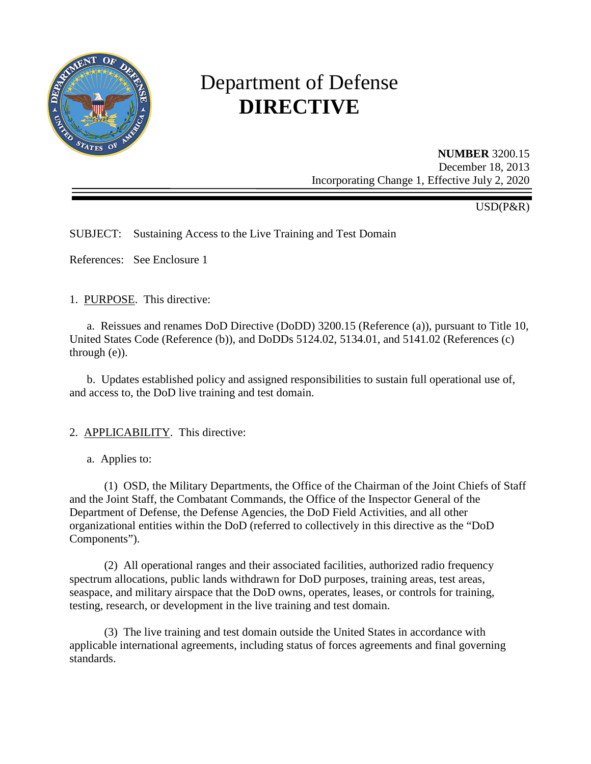# Department of Defense
# DIRECTIVE

**NUMBER** 3200.15
December 18, 2013
Incorporating Change 1, Effective July 2, 2020

USD(P&R)

SUBJECT: Sustaining Access to the Live Training and Test Domain

References: See Enclosure 1

1. PURPOSE. This directive:

a. Reissues and renames DoD Directive (DoDD) 3200.15 (Reference (a)), pursuant to Title 10, United States Code (Reference (b)), and DoDDs 5124.02, 5134.01, and 5141.02 (References (c) through (e)).

b. Updates established policy and assigned responsibilities to sustain full operational use of, and access to, the DoD live training and test domain.

2. APPLICABILITY. This directive:

a. Applies to:

(1) OSD, the Military Departments, the Office of the Chairman of the Joint Chiefs of Staff and the Joint Staff, the Combatant Commands, the Office of the Inspector General of the Department of Defense, the Defense Agencies, the DoD Field Activities, and all other organizational entities within the DoD (referred to collectively in this directive as the "DoD Components").

(2) All operational ranges and their associated facilities, authorized radio frequency spectrum allocations, public lands withdrawn for DoD purposes, training areas, test areas, seaspace, and military airspace that the DoD owns, operates, leases, or controls for training, testing, research, or development in the live training and test domain.

(3) The live training and test domain outside the United States in accordance with applicable international agreements, including status of forces agreements and final governing standards.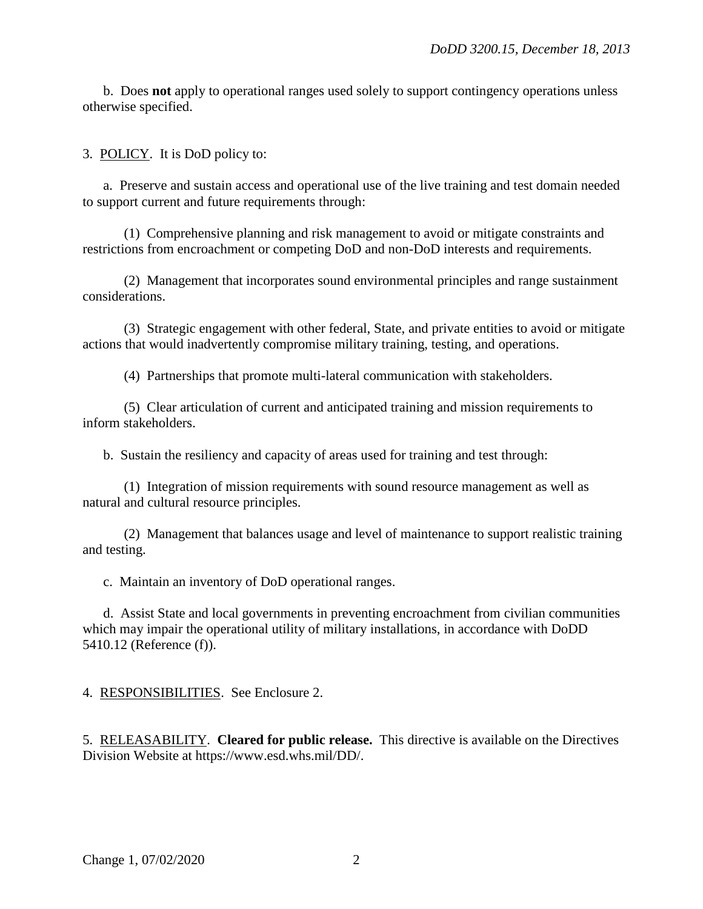b. Does **not** apply to operational ranges used solely to support contingency operations unless otherwise specified.

3. POLICY. It is DoD policy to:

a. Preserve and sustain access and operational use of the live training and test domain needed to support current and future requirements through:

(1) Comprehensive planning and risk management to avoid or mitigate constraints and restrictions from encroachment or competing DoD and non-DoD interests and requirements.

(2) Management that incorporates sound environmental principles and range sustainment considerations.

(3) Strategic engagement with other federal, State, and private entities to avoid or mitigate actions that would inadvertently compromise military training, testing, and operations.

(4) Partnerships that promote multi-lateral communication with stakeholders.

(5) Clear articulation of current and anticipated training and mission requirements to inform stakeholders.

b. Sustain the resiliency and capacity of areas used for training and test through:

(1) Integration of mission requirements with sound resource management as well as natural and cultural resource principles.

(2) Management that balances usage and level of maintenance to support realistic training and testing.

c. Maintain an inventory of DoD operational ranges.

d. Assist State and local governments in preventing encroachment from civilian communities which may impair the operational utility of military installations, in accordance with DoDD 5410.12 (Reference (f)).

4. RESPONSIBILITIES. See Enclosure 2.

5. RELEASABILITY. **Cleared for public release.** This directive is available on the Directives Division Website at https://www.esd.whs.mil/DD/.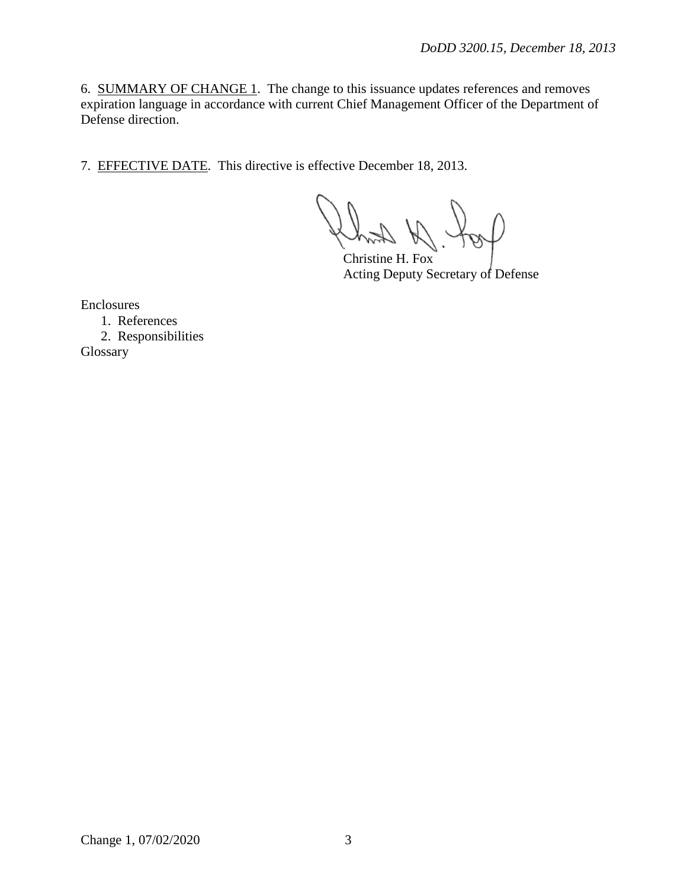6. SUMMARY OF CHANGE 1. The change to this issuance updates references and removes expiration language in accordance with current Chief Management Officer of the Department of Defense direction.

7. EFFECTIVE DATE. This directive is effective December 18, 2013.

Christine H. Fox
Acting Deputy Secretary of Defense

Enclosures
1. References
2. Responsibilities
Glossary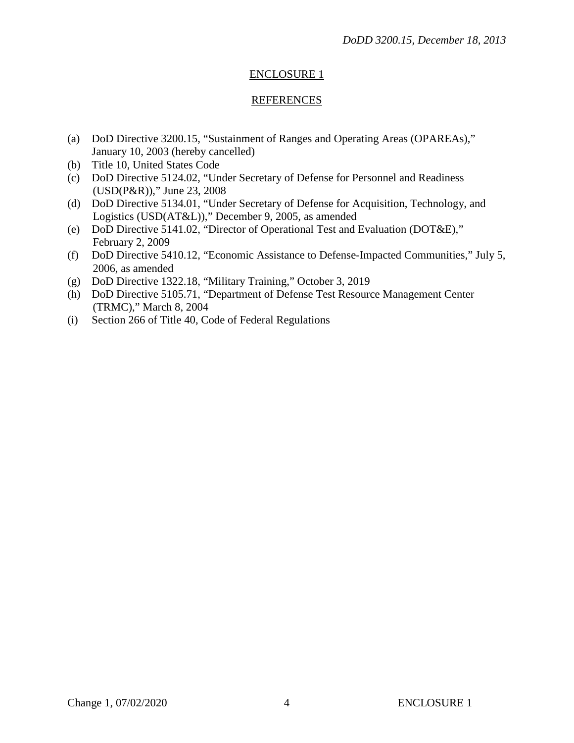## ENCLOSURE 1

## REFERENCES

(a) DoD Directive 3200.15, "Sustainment of Ranges and Operating Areas (OPAREAs)," January 10, 2003 (hereby cancelled)
(b) Title 10, United States Code
(c) DoD Directive 5124.02, "Under Secretary of Defense for Personnel and Readiness (USD(P&R))," June 23, 2008
(d) DoD Directive 5134.01, "Under Secretary of Defense for Acquisition, Technology, and Logistics (USD(AT&L))," December 9, 2005, as amended
(e) DoD Directive 5141.02, "Director of Operational Test and Evaluation (DOT&E)," February 2, 2009
(f) DoD Directive 5410.12, "Economic Assistance to Defense-Impacted Communities," July 5, 2006, as amended
(g) DoD Directive 1322.18, "Military Training," October 3, 2019
(h) DoD Directive 5105.71, "Department of Defense Test Resource Management Center (TRMC)," March 8, 2004
(i) Section 266 of Title 40, Code of Federal Regulations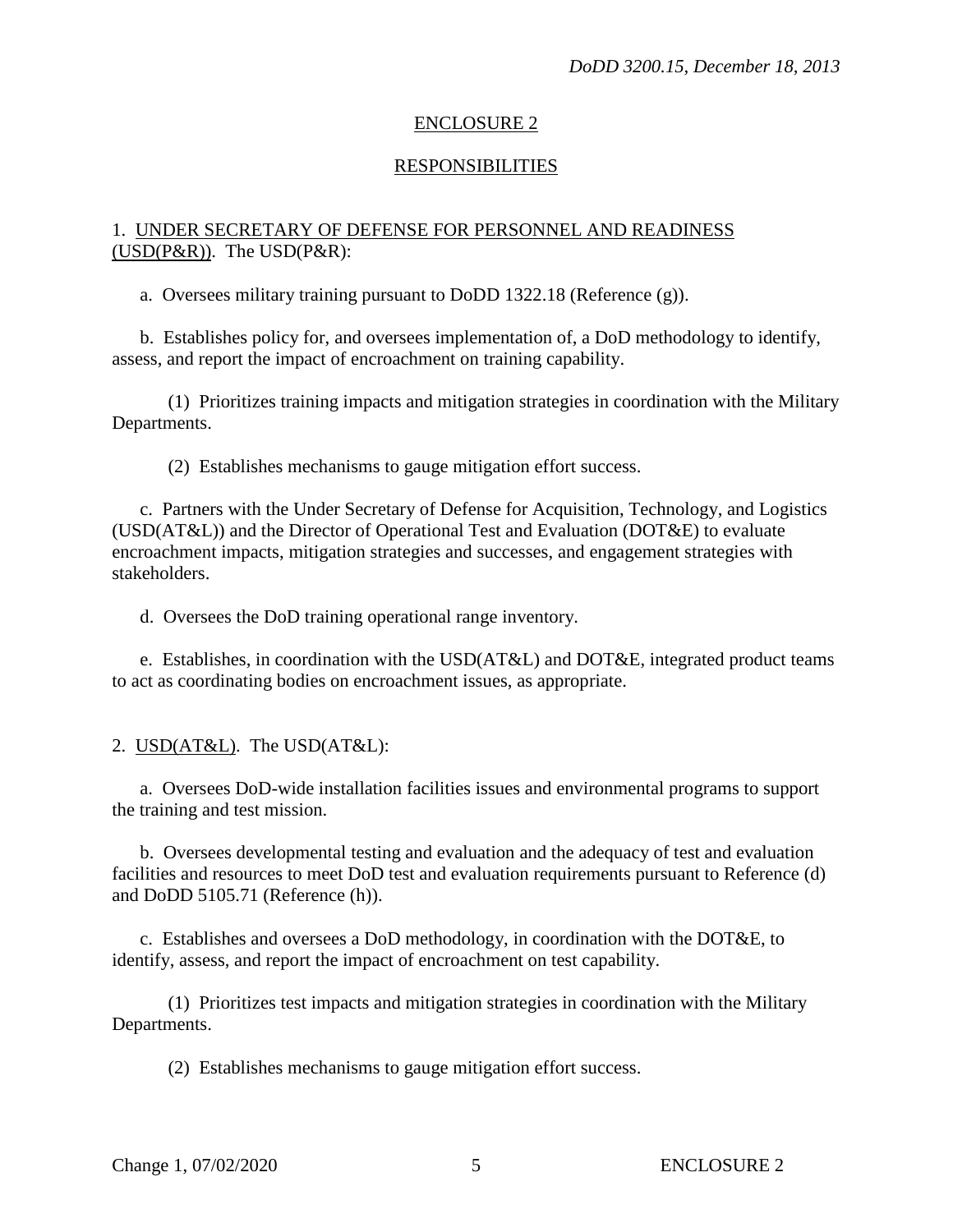## ENCLOSURE 2

## RESPONSIBILITIES

1. UNDER SECRETARY OF DEFENSE FOR PERSONNEL AND READINESS (USD(P&R)). The USD(P&R):

a. Oversees military training pursuant to DoDD 1322.18 (Reference (g)).

b. Establishes policy for, and oversees implementation of, a DoD methodology to identify, assess, and report the impact of encroachment on training capability.

(1) Prioritizes training impacts and mitigation strategies in coordination with the Military Departments.

(2) Establishes mechanisms to gauge mitigation effort success.

c. Partners with the Under Secretary of Defense for Acquisition, Technology, and Logistics (USD(AT&L)) and the Director of Operational Test and Evaluation (DOT&E) to evaluate encroachment impacts, mitigation strategies and successes, and engagement strategies with stakeholders.

d. Oversees the DoD training operational range inventory.

e. Establishes, in coordination with the USD(AT&L) and DOT&E, integrated product teams to act as coordinating bodies on encroachment issues, as appropriate.

2. USD(AT&L). The USD(AT&L):

a. Oversees DoD-wide installation facilities issues and environmental programs to support the training and test mission.

b. Oversees developmental testing and evaluation and the adequacy of test and evaluation facilities and resources to meet DoD test and evaluation requirements pursuant to Reference (d) and DoDD 5105.71 (Reference (h)).

c. Establishes and oversees a DoD methodology, in coordination with the DOT&E, to identify, assess, and report the impact of encroachment on test capability.

(1) Prioritizes test impacts and mitigation strategies in coordination with the Military Departments.

(2) Establishes mechanisms to gauge mitigation effort success.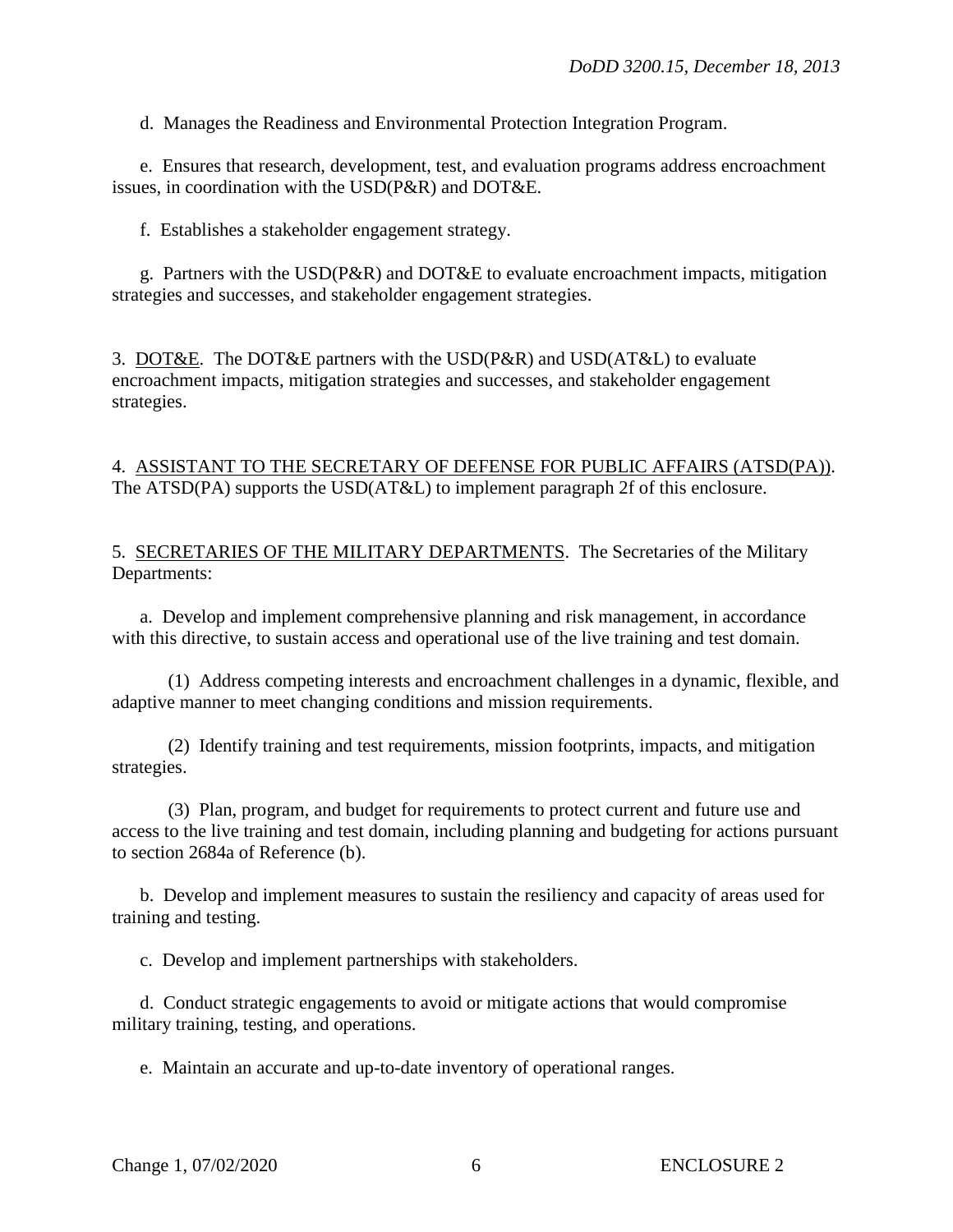d. Manages the Readiness and Environmental Protection Integration Program.

e. Ensures that research, development, test, and evaluation programs address encroachment issues, in coordination with the USD(P&R) and DOT&E.

f. Establishes a stakeholder engagement strategy.

g. Partners with the USD(P&R) and DOT&E to evaluate encroachment impacts, mitigation strategies and successes, and stakeholder engagement strategies.

3. DOT&E. The DOT&E partners with the USD(P&R) and USD(AT&L) to evaluate encroachment impacts, mitigation strategies and successes, and stakeholder engagement strategies.

4. ASSISTANT TO THE SECRETARY OF DEFENSE FOR PUBLIC AFFAIRS (ATSD(PA)). The ATSD(PA) supports the USD(AT&L) to implement paragraph 2f of this enclosure.

5. SECRETARIES OF THE MILITARY DEPARTMENTS. The Secretaries of the Military Departments:

a. Develop and implement comprehensive planning and risk management, in accordance with this directive, to sustain access and operational use of the live training and test domain.

(1) Address competing interests and encroachment challenges in a dynamic, flexible, and adaptive manner to meet changing conditions and mission requirements.

(2) Identify training and test requirements, mission footprints, impacts, and mitigation strategies.

(3) Plan, program, and budget for requirements to protect current and future use and access to the live training and test domain, including planning and budgeting for actions pursuant to section 2684a of Reference (b).

b. Develop and implement measures to sustain the resiliency and capacity of areas used for training and testing.

c. Develop and implement partnerships with stakeholders.

d. Conduct strategic engagements to avoid or mitigate actions that would compromise military training, testing, and operations.

e. Maintain an accurate and up-to-date inventory of operational ranges.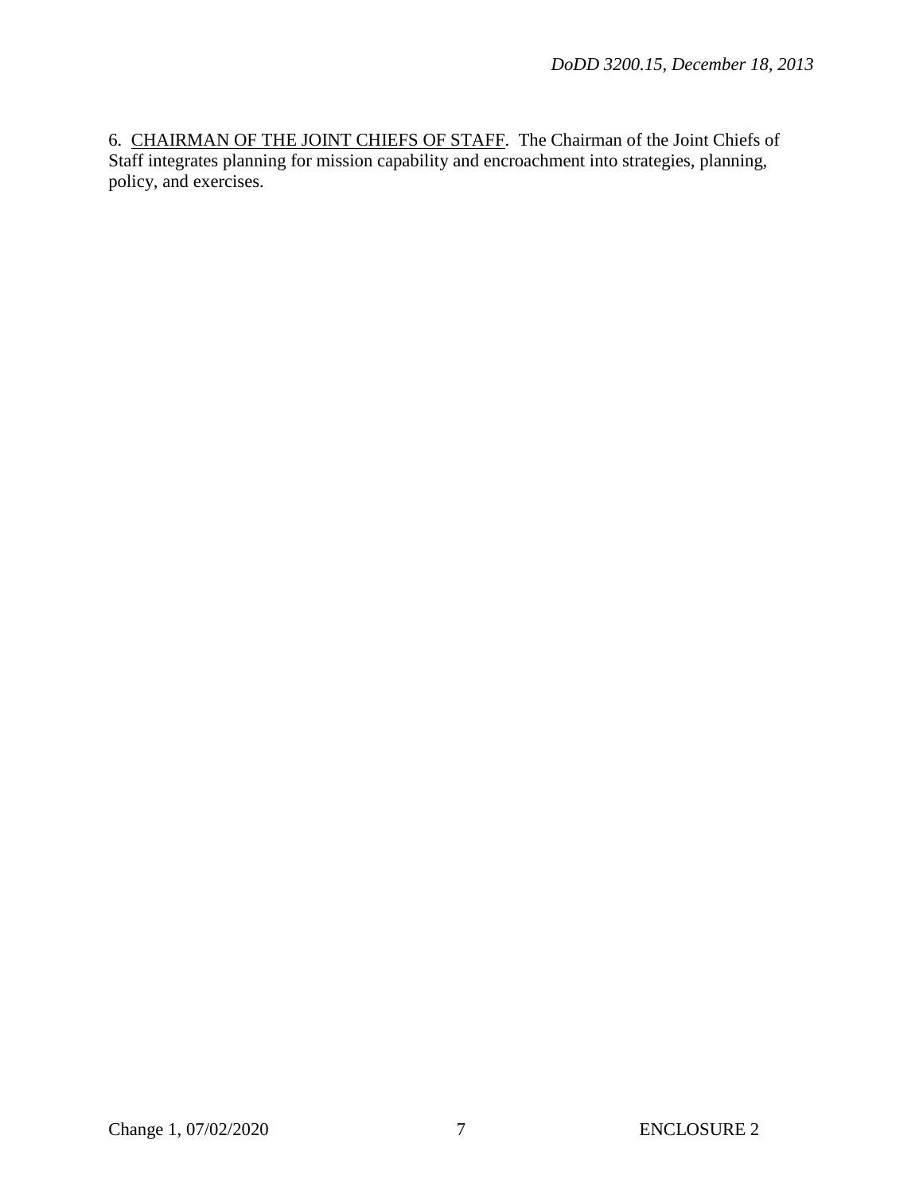6. <u>CHAIRMAN OF THE JOINT CHIEFS OF STAFF</u>. The Chairman of the Joint Chiefs of Staff integrates planning for mission capability and encroachment into strategies, planning, policy, and exercises.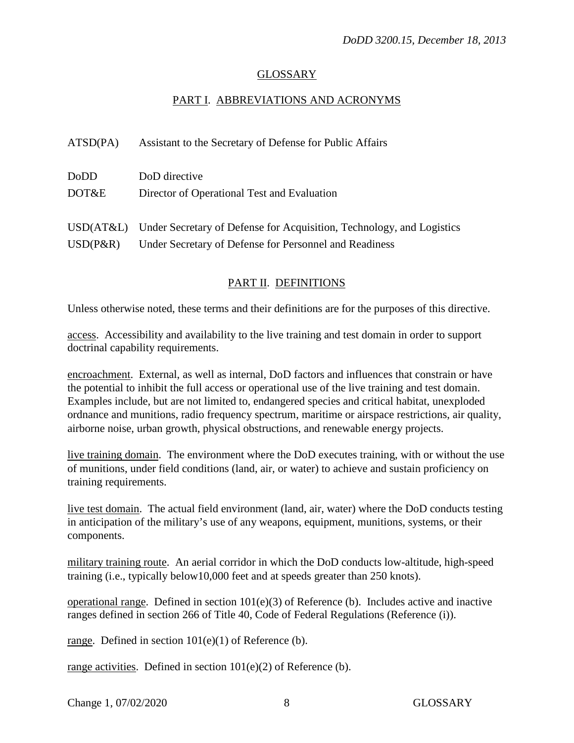## GLOSSARY

### PART I. ABBREVIATIONS AND ACRONYMS

| | |
|---|---|
| ATSD(PA) | Assistant to the Secretary of Defense for Public Affairs |
| DoDD | DoD directive |
| DOT&E | Director of Operational Test and Evaluation |
| USD(AT&L) | Under Secretary of Defense for Acquisition, Technology, and Logistics |
| USD(P&R) | Under Secretary of Defense for Personnel and Readiness |

### PART II. DEFINITIONS

Unless otherwise noted, these terms and their definitions are for the purposes of this directive.

access. Accessibility and availability to the live training and test domain in order to support doctrinal capability requirements.

encroachment. External, as well as internal, DoD factors and influences that constrain or have the potential to inhibit the full access or operational use of the live training and test domain. Examples include, but are not limited to, endangered species and critical habitat, unexploded ordnance and munitions, radio frequency spectrum, maritime or airspace restrictions, air quality, airborne noise, urban growth, physical obstructions, and renewable energy projects.

live training domain. The environment where the DoD executes training, with or without the use of munitions, under field conditions (land, air, or water) to achieve and sustain proficiency on training requirements.

live test domain. The actual field environment (land, air, water) where the DoD conducts testing in anticipation of the military's use of any weapons, equipment, munitions, systems, or their components.

military training route. An aerial corridor in which the DoD conducts low-altitude, high-speed training (i.e., typically below10,000 feet and at speeds greater than 250 knots).

operational range. Defined in section 101(e)(3) of Reference (b). Includes active and inactive ranges defined in section 266 of Title 40, Code of Federal Regulations (Reference (i)).

range. Defined in section 101(e)(1) of Reference (b).

range activities. Defined in section 101(e)(2) of Reference (b).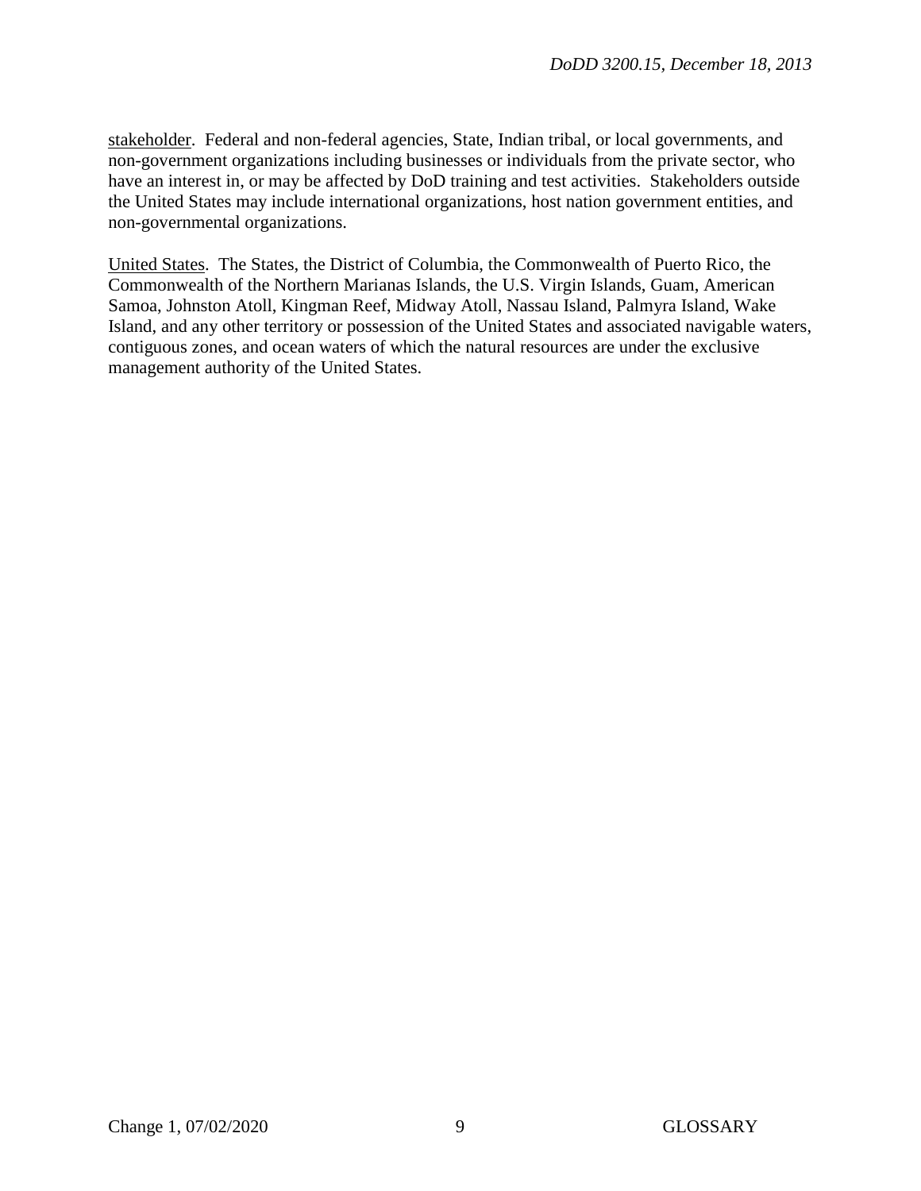<u>stakeholder</u>. Federal and non-federal agencies, State, Indian tribal, or local governments, and non-government organizations including businesses or individuals from the private sector, who have an interest in, or may be affected by DoD training and test activities. Stakeholders outside the United States may include international organizations, host nation government entities, and non-governmental organizations.

<u>United States</u>. The States, the District of Columbia, the Commonwealth of Puerto Rico, the Commonwealth of the Northern Marianas Islands, the U.S. Virgin Islands, Guam, American Samoa, Johnston Atoll, Kingman Reef, Midway Atoll, Nassau Island, Palmyra Island, Wake Island, and any other territory or possession of the United States and associated navigable waters, contiguous zones, and ocean waters of which the natural resources are under the exclusive management authority of the United States.